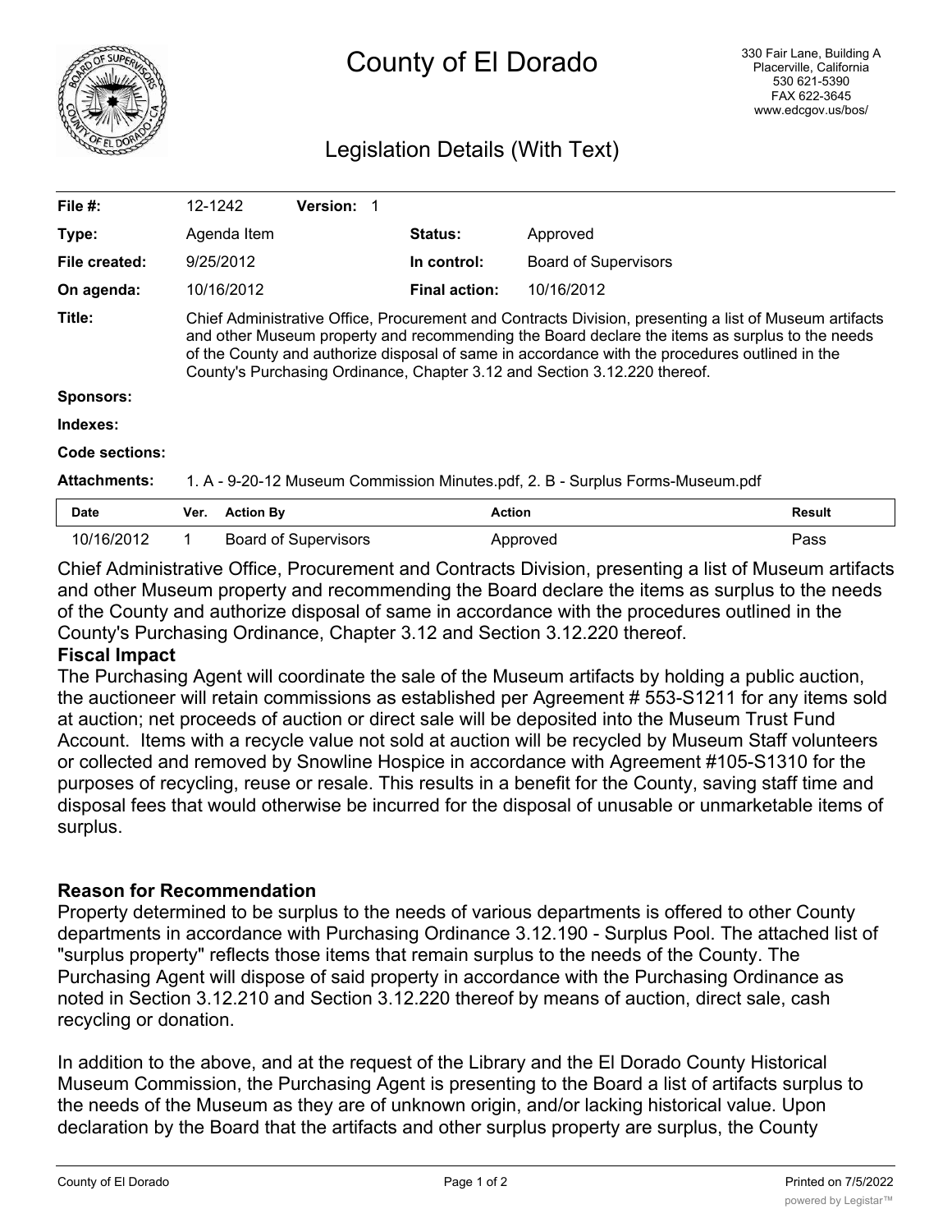# County of El Dorado

330 Fair Lane, Building A
Placerville, California
530 621-5390
FAX 622-3645
www.edcgov.us/bos/

## Legislation Details (With Text)

| | | | |
|---|---|---|---|
| **File #:** | 12-1242 **Version:** 1 | | |
| **Type:** | Agenda Item | **Status:** | Approved |
| **File created:** | 9/25/2012 | **In control:** | Board of Supervisors |
| **On agenda:** | 10/16/2012 | **Final action:** | 10/16/2012 |

**Title:** Chief Administrative Office, Procurement and Contracts Division, presenting a list of Museum artifacts and other Museum property and recommending the Board declare the items as surplus to the needs of the County and authorize disposal of same in accordance with the procedures outlined in the County's Purchasing Ordinance, Chapter 3.12 and Section 3.12.220 thereof.

**Sponsors:**

**Indexes:**

**Code sections:**

**Attachments:** 1. A - 9-20-12 Museum Commission Minutes.pdf, 2. B - Surplus Forms-Museum.pdf

| Date | Ver. | Action By | Action | Result |
|---|---|---|---|---|
| 10/16/2012 | 1 | Board of Supervisors | Approved | Pass |

Chief Administrative Office, Procurement and Contracts Division, presenting a list of Museum artifacts and other Museum property and recommending the Board declare the items as surplus to the needs of the County and authorize disposal of same in accordance with the procedures outlined in the County's Purchasing Ordinance, Chapter 3.12 and Section 3.12.220 thereof.

**Fiscal Impact**

The Purchasing Agent will coordinate the sale of the Museum artifacts by holding a public auction, the auctioneer will retain commissions as established per Agreement # 553-S1211 for any items sold at auction; net proceeds of auction or direct sale will be deposited into the Museum Trust Fund Account. Items with a recycle value not sold at auction will be recycled by Museum Staff volunteers or collected and removed by Snowline Hospice in accordance with Agreement #105-S1310 for the purposes of recycling, reuse or resale. This results in a benefit for the County, saving staff time and disposal fees that would otherwise be incurred for the disposal of unusable or unmarketable items of surplus.

**Reason for Recommendation**

Property determined to be surplus to the needs of various departments is offered to other County departments in accordance with Purchasing Ordinance 3.12.190 - Surplus Pool. The attached list of "surplus property" reflects those items that remain surplus to the needs of the County. The Purchasing Agent will dispose of said property in accordance with the Purchasing Ordinance as noted in Section 3.12.210 and Section 3.12.220 thereof by means of auction, direct sale, cash recycling or donation.

In addition to the above, and at the request of the Library and the El Dorado County Historical Museum Commission, the Purchasing Agent is presenting to the Board a list of artifacts surplus to the needs of the Museum as they are of unknown origin, and/or lacking historical value. Upon declaration by the Board that the artifacts and other surplus property are surplus, the County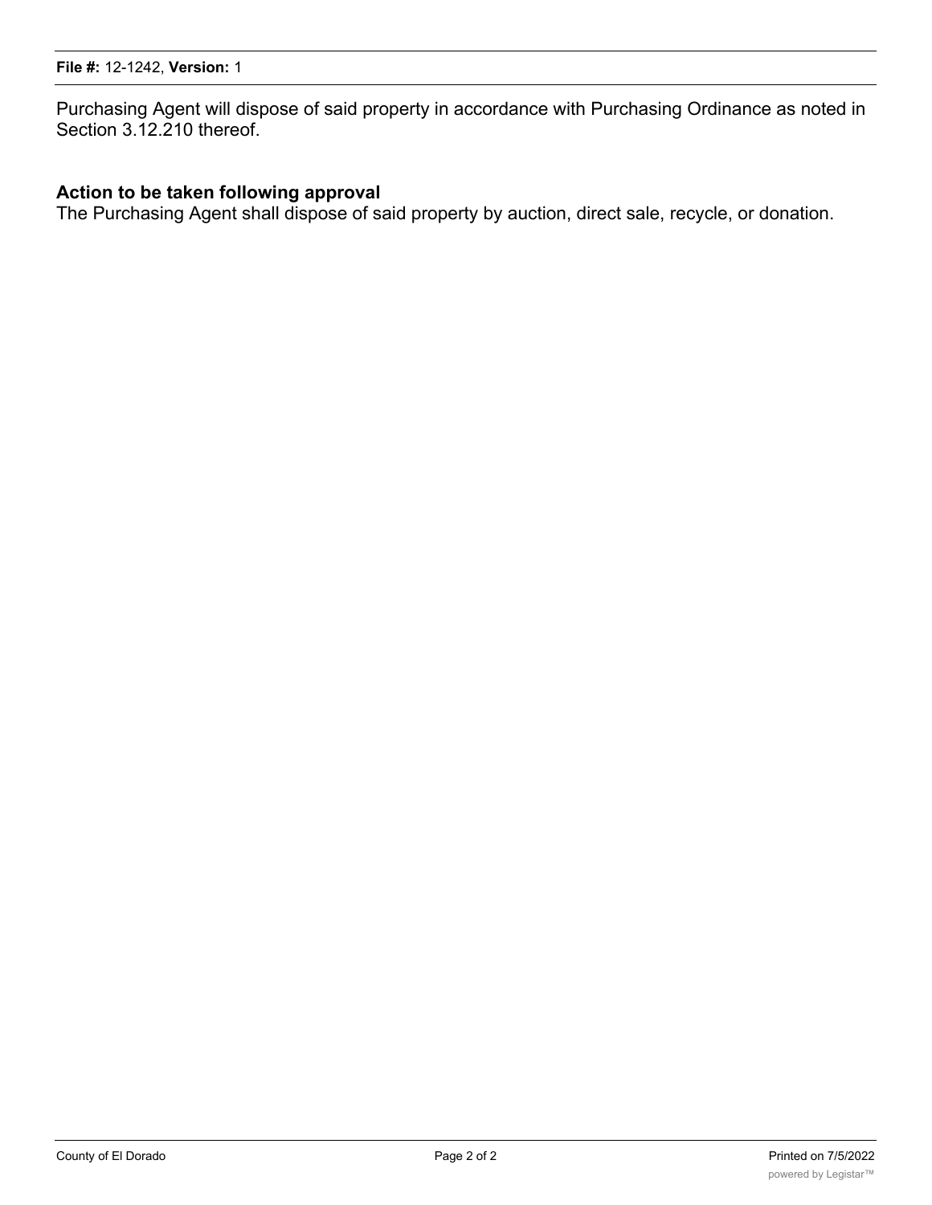Purchasing Agent will dispose of said property in accordance with Purchasing Ordinance as noted in Section 3.12.210 thereof.

**Action to be taken following approval**

The Purchasing Agent shall dispose of said property by auction, direct sale, recycle, or donation.